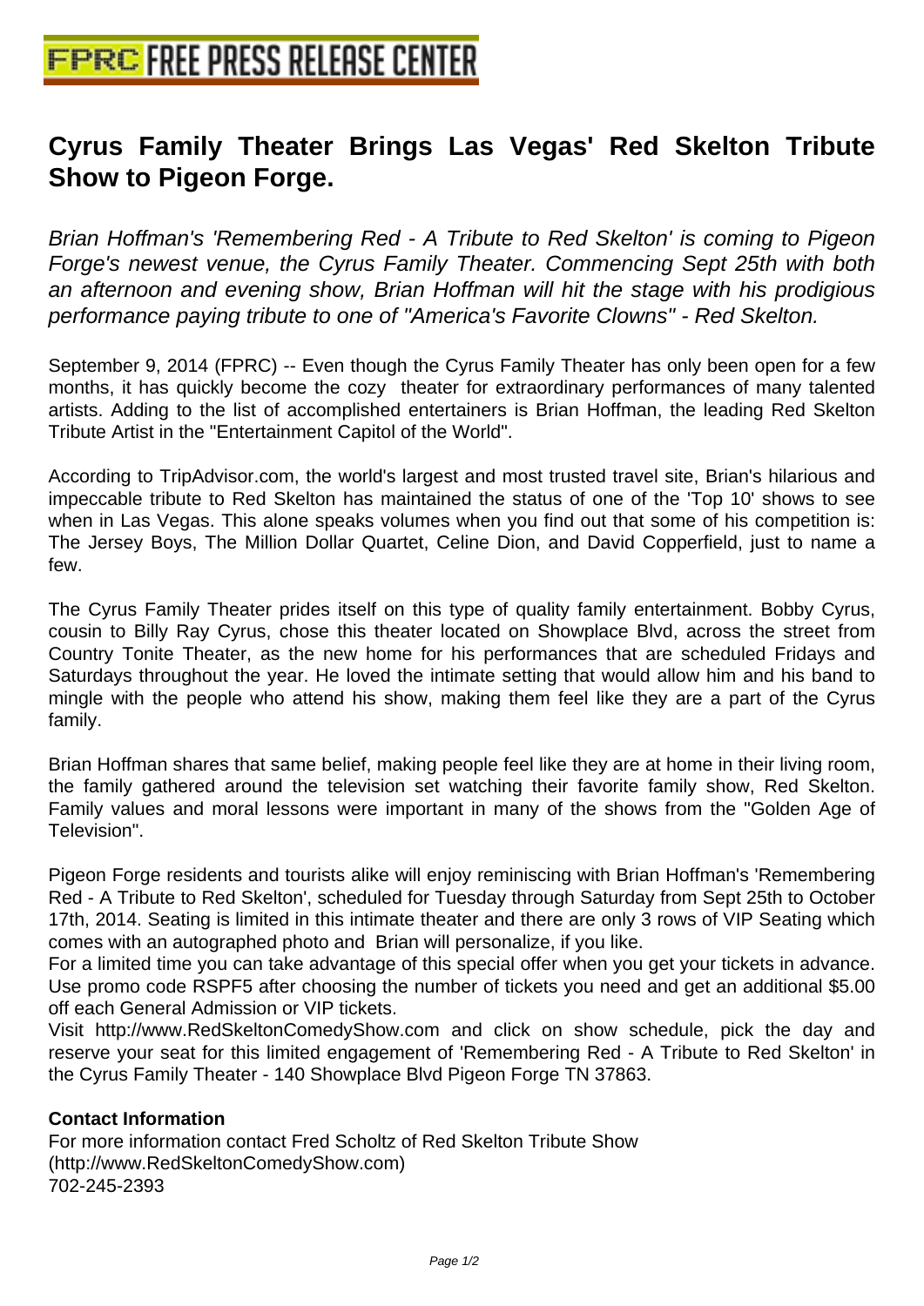# Cyrus Family Theater Brings Las Vegas' Red Skelton Tribute Show to Pigeon Forge.

*Brian Hoffman's 'Remembering Red - A Tribute to Red Skelton' is coming to Pigeon Forge's newest venue, the Cyrus Family Theater. Commencing Sept 25th with both an afternoon and evening show, Brian Hoffman will hit the stage with his prodigious performance paying tribute to one of "America's Favorite Clowns" - Red Skelton.*

September 9, 2014 (FPRC) -- Even though the Cyrus Family Theater has only been open for a few months, it has quickly become the cozy theater for extraordinary performances of many talented artists. Adding to the list of accomplished entertainers is Brian Hoffman, the leading Red Skelton Tribute Artist in the "Entertainment Capitol of the World".

According to TripAdvisor.com, the world's largest and most trusted travel site, Brian's hilarious and impeccable tribute to Red Skelton has maintained the status of one of the 'Top 10' shows to see when in Las Vegas. This alone speaks volumes when you find out that some of his competition is: The Jersey Boys, The Million Dollar Quartet, Celine Dion, and David Copperfield, just to name a few.

The Cyrus Family Theater prides itself on this type of quality family entertainment. Bobby Cyrus, cousin to Billy Ray Cyrus, chose this theater located on Showplace Blvd, across the street from Country Tonite Theater, as the new home for his performances that are scheduled Fridays and Saturdays throughout the year. He loved the intimate setting that would allow him and his band to mingle with the people who attend his show, making them feel like they are a part of the Cyrus family.

Brian Hoffman shares that same belief, making people feel like they are at home in their living room, the family gathered around the television set watching their favorite family show, Red Skelton. Family values and moral lessons were important in many of the shows from the "Golden Age of Television".

Pigeon Forge residents and tourists alike will enjoy reminiscing with Brian Hoffman's 'Remembering Red - A Tribute to Red Skelton', scheduled for Tuesday through Saturday from Sept 25th to October 17th, 2014. Seating is limited in this intimate theater and there are only 3 rows of VIP Seating which comes with an autographed photo and Brian will personalize, if you like.

For a limited time you can take advantage of this special offer when you get your tickets in advance. Use promo code RSPF5 after choosing the number of tickets you need and get an additional $5.00 off each General Admission or VIP tickets.

Visit http://www.RedSkeltonComedyShow.com and click on show schedule, pick the day and reserve your seat for this limited engagement of 'Remembering Red - A Tribute to Red Skelton' in the Cyrus Family Theater - 140 Showplace Blvd Pigeon Forge TN 37863.

**Contact Information**

For more information contact Fred Scholtz of Red Skelton Tribute Show
(http://www.RedSkeltonComedyShow.com)
702-245-2393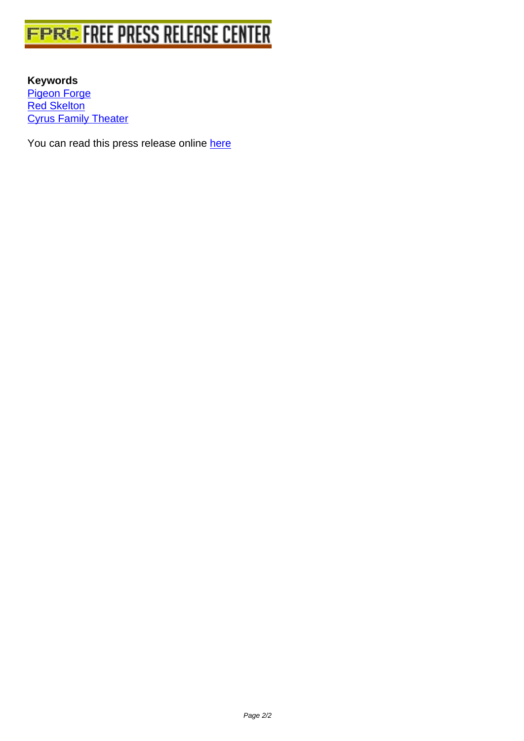**Keywords**
[Pigeon Forge]
[Red Skelton]
[Cyrus Family Theater]

You can read this press release online [here]